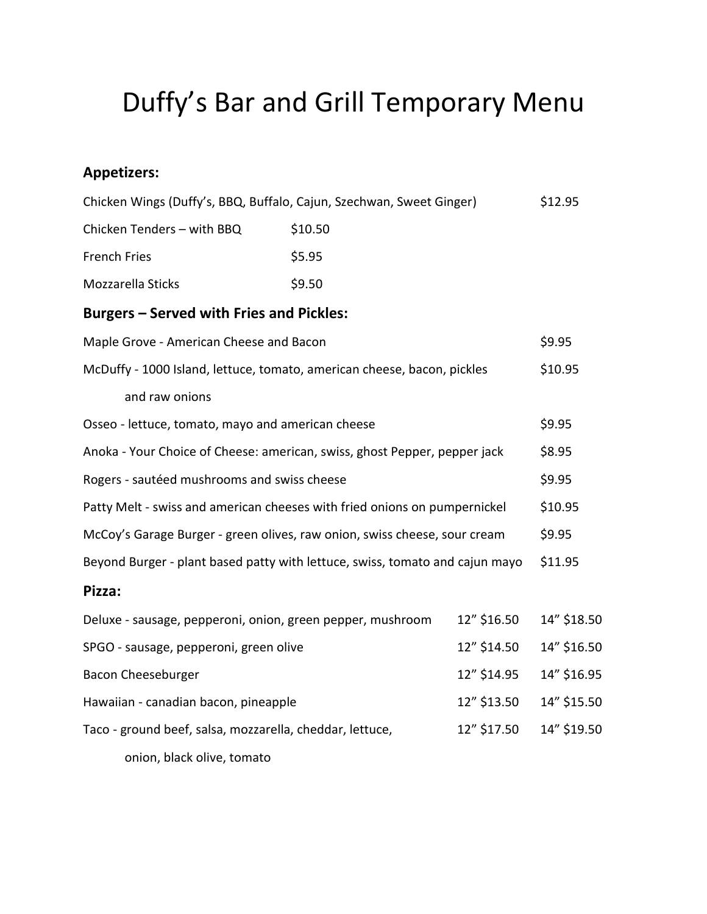# Duffy's Bar and Grill Temporary Menu

## Appetizers:

| Item | Price |
| --- | --- |
| Chicken Wings (Duffy's, BBQ, Buffalo, Cajun, Szechwan, Sweet Ginger) | $12.95 |
| Chicken Tenders – with BBQ | $10.50 |
| French Fries | $5.95 |
| Mozzarella Sticks | $9.50 |

## Burgers – Served with Fries and Pickles:

| Item | Price |
| --- | --- |
| Maple Grove - American Cheese and Bacon | $9.95 |
| McDuffy - 1000 Island, lettuce, tomato, american cheese, bacon, pickles and raw onions | $10.95 |
| Osseo - lettuce, tomato, mayo and american cheese | $9.95 |
| Anoka - Your Choice of Cheese: american, swiss, ghost Pepper, pepper jack | $8.95 |
| Rogers - sautéed mushrooms and swiss cheese | $9.95 |
| Patty Melt - swiss and american cheeses with fried onions on pumpernickel | $10.95 |
| McCoy's Garage Burger - green olives, raw onion, swiss cheese, sour cream | $9.95 |
| Beyond Burger - plant based patty with lettuce, swiss, tomato and cajun mayo | $11.95 |

## Pizza:

| Item | 12" | 14" |
| --- | --- | --- |
| Deluxe - sausage, pepperoni, onion, green pepper, mushroom | 12" $16.50 | 14" $18.50 |
| SPGO - sausage, pepperoni, green olive | 12" $14.50 | 14" $16.50 |
| Bacon Cheeseburger | 12" $14.95 | 14" $16.95 |
| Hawaiian - canadian bacon, pineapple | 12" $13.50 | 14" $15.50 |
| Taco - ground beef, salsa, mozzarella, cheddar, lettuce, onion, black olive, tomato | 12" $17.50 | 14" $19.50 |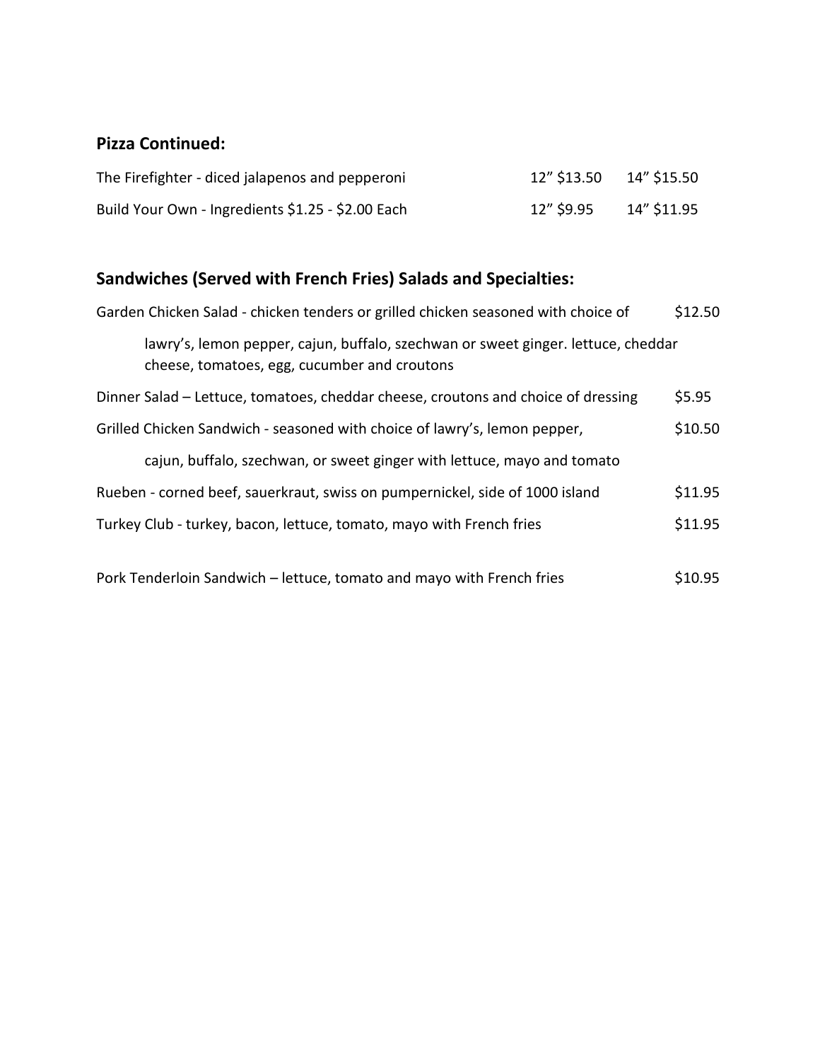## Pizza Continued:

| | | |
|---|---|---|
| The Firefighter - diced jalapenos and pepperoni | 12” $13.50 | 14” $15.50 |
| Build Your Own - Ingredients $1.25 - $2.00 Each | 12” $9.95 | 14” $11.95 |

## Sandwiches (Served with French Fries) Salads and Specialties:

| | |
|---|---|
| Garden Chicken Salad - chicken tenders or grilled chicken seasoned with choice of lawry’s, lemon pepper, cajun, buffalo, szechwan or sweet ginger. lettuce, cheddar cheese, tomatoes, egg, cucumber and croutons | $12.50 |
| Dinner Salad – Lettuce, tomatoes, cheddar cheese, croutons and choice of dressing | $5.95 |
| Grilled Chicken Sandwich - seasoned with choice of lawry’s, lemon pepper, cajun, buffalo, szechwan, or sweet ginger with lettuce, mayo and tomato | $10.50 |
| Rueben - corned beef, sauerkraut, swiss on pumpernickel, side of 1000 island | $11.95 |
| Turkey Club - turkey, bacon, lettuce, tomato, mayo with French fries | $11.95 |
| Pork Tenderloin Sandwich – lettuce, tomato and mayo with French fries | $10.95 |